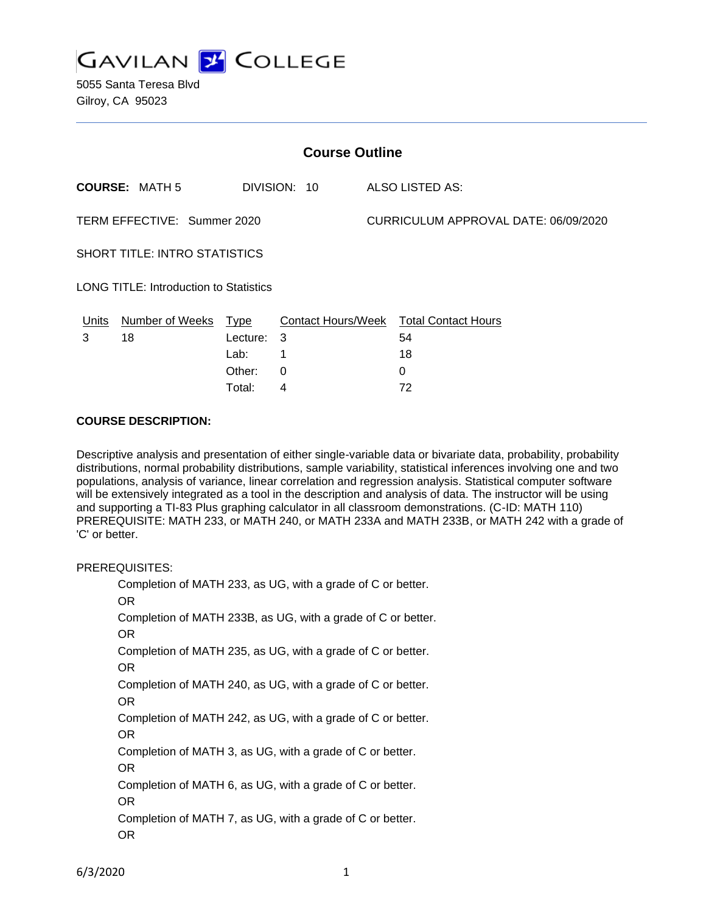# GAVILAN COLLEGE

5055 Santa Teresa Blvd
Gilroy, CA 95023

---

## Course Outline

**COURSE:** MATH 5 DIVISION: 10 ALSO LISTED AS:

TERM EFFECTIVE: Summer 2020 CURRICULUM APPROVAL DATE: 06/09/2020

SHORT TITLE: INTRO STATISTICS

LONG TITLE: Introduction to Statistics

| Units | Number of Weeks | Type | Contact Hours/Week | Total Contact Hours |
|---|---|---|---|---|
| 3 | 18 | Lecture: | 3 | 54 |
| | | Lab: | 1 | 18 |
| | | Other: | 0 | 0 |
| | | Total: | 4 | 72 |

**COURSE DESCRIPTION:**

Descriptive analysis and presentation of either single-variable data or bivariate data, probability, probability distributions, normal probability distributions, sample variability, statistical inferences involving one and two populations, analysis of variance, linear correlation and regression analysis. Statistical computer software will be extensively integrated as a tool in the description and analysis of data. The instructor will be using and supporting a TI-83 Plus graphing calculator in all classroom demonstrations. (C-ID: MATH 110) PREREQUISITE: MATH 233, or MATH 240, or MATH 233A and MATH 233B, or MATH 242 with a grade of 'C' or better.

PREREQUISITES:

Completion of MATH 233, as UG, with a grade of C or better.
OR
Completion of MATH 233B, as UG, with a grade of C or better.
OR
Completion of MATH 235, as UG, with a grade of C or better.
OR
Completion of MATH 240, as UG, with a grade of C or better.
OR
Completion of MATH 242, as UG, with a grade of C or better.
OR
Completion of MATH 3, as UG, with a grade of C or better.
OR
Completion of MATH 6, as UG, with a grade of C or better.
OR
Completion of MATH 7, as UG, with a grade of C or better.
OR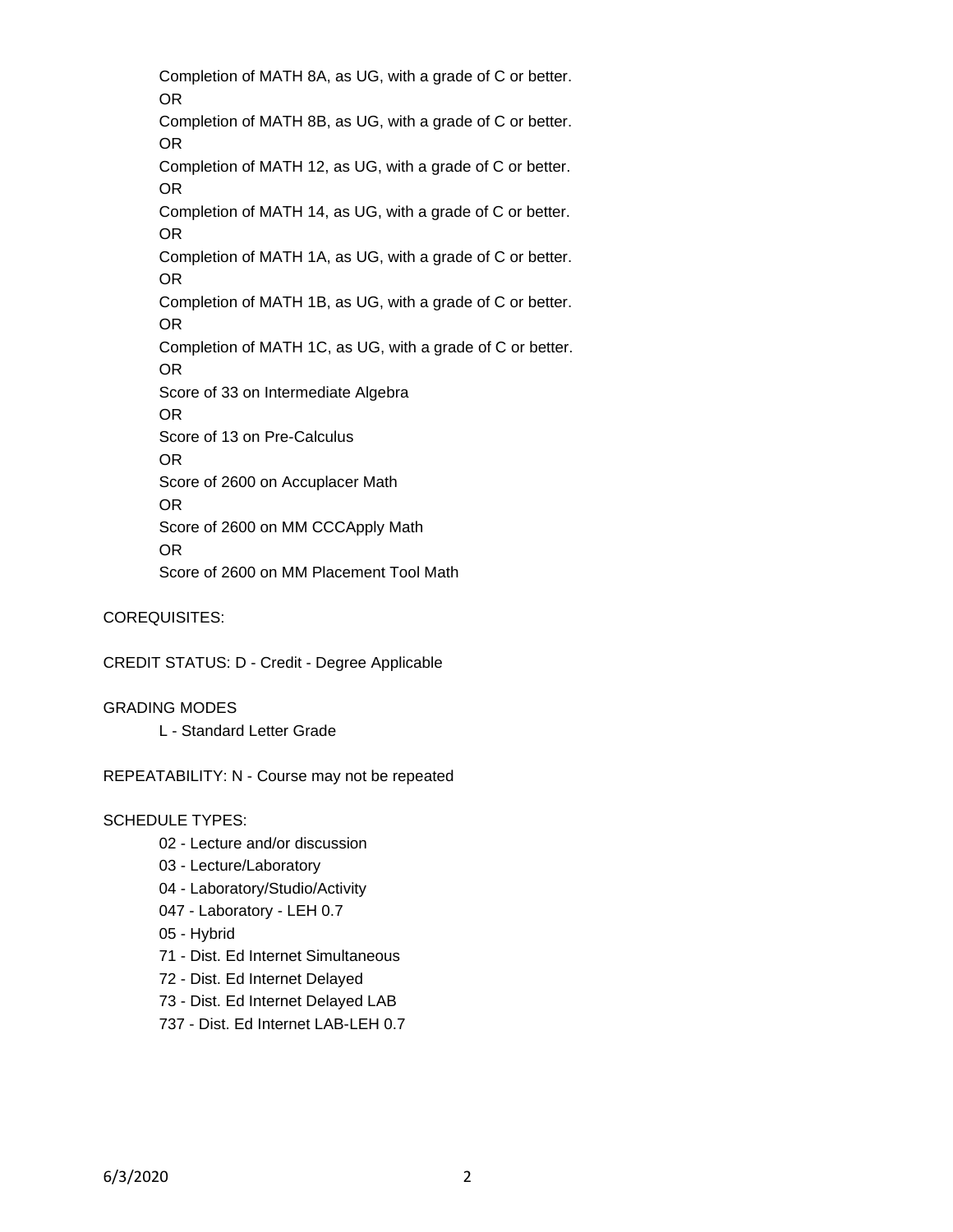Completion of MATH 8A, as UG, with a grade of C or better.

OR

Completion of MATH 8B, as UG, with a grade of C or better.

OR

Completion of MATH 12, as UG, with a grade of C or better.

OR

Completion of MATH 14, as UG, with a grade of C or better.

OR

Completion of MATH 1A, as UG, with a grade of C or better.

OR

Completion of MATH 1B, as UG, with a grade of C or better.

OR

Completion of MATH 1C, as UG, with a grade of C or better.

OR

Score of 33 on Intermediate Algebra

OR

Score of 13 on Pre-Calculus

OR

Score of 2600 on Accuplacer Math

OR

Score of 2600 on MM CCCApply Math

OR

Score of 2600 on MM Placement Tool Math

COREQUISITES:

CREDIT STATUS: D - Credit - Degree Applicable

GRADING MODES

L - Standard Letter Grade

REPEATABILITY: N - Course may not be repeated

SCHEDULE TYPES:

- 02 - Lecture and/or discussion
- 03 - Lecture/Laboratory
- 04 - Laboratory/Studio/Activity
- 047 - Laboratory - LEH 0.7
- 05 - Hybrid
- 71 - Dist. Ed Internet Simultaneous
- 72 - Dist. Ed Internet Delayed
- 73 - Dist. Ed Internet Delayed LAB
- 737 - Dist. Ed Internet LAB-LEH 0.7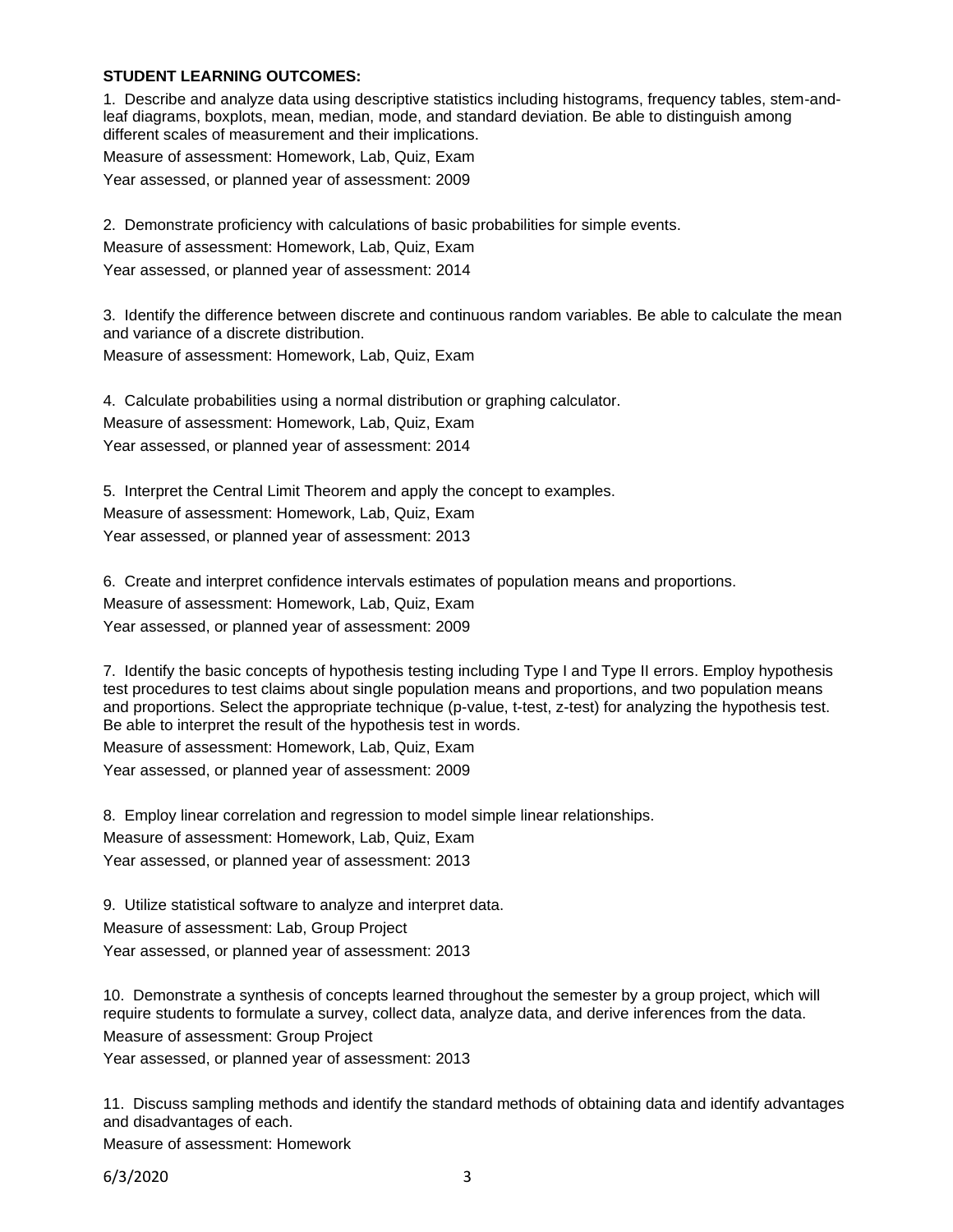**STUDENT LEARNING OUTCOMES:**

1. Describe and analyze data using descriptive statistics including histograms, frequency tables, stem-and-leaf diagrams, boxplots, mean, median, mode, and standard deviation. Be able to distinguish among different scales of measurement and their implications.

Measure of assessment: Homework, Lab, Quiz, Exam

Year assessed, or planned year of assessment: 2009

2. Demonstrate proficiency with calculations of basic probabilities for simple events.

Measure of assessment: Homework, Lab, Quiz, Exam

Year assessed, or planned year of assessment: 2014

3. Identify the difference between discrete and continuous random variables. Be able to calculate the mean and variance of a discrete distribution.

Measure of assessment: Homework, Lab, Quiz, Exam

4. Calculate probabilities using a normal distribution or graphing calculator.

Measure of assessment: Homework, Lab, Quiz, Exam

Year assessed, or planned year of assessment: 2014

5. Interpret the Central Limit Theorem and apply the concept to examples.

Measure of assessment: Homework, Lab, Quiz, Exam

Year assessed, or planned year of assessment: 2013

6. Create and interpret confidence intervals estimates of population means and proportions.

Measure of assessment: Homework, Lab, Quiz, Exam

Year assessed, or planned year of assessment: 2009

7. Identify the basic concepts of hypothesis testing including Type I and Type II errors. Employ hypothesis test procedures to test claims about single population means and proportions, and two population means and proportions. Select the appropriate technique (p-value, t-test, z-test) for analyzing the hypothesis test. Be able to interpret the result of the hypothesis test in words.

Measure of assessment: Homework, Lab, Quiz, Exam

Year assessed, or planned year of assessment: 2009

8. Employ linear correlation and regression to model simple linear relationships.

Measure of assessment: Homework, Lab, Quiz, Exam

Year assessed, or planned year of assessment: 2013

9. Utilize statistical software to analyze and interpret data.

Measure of assessment: Lab, Group Project

Year assessed, or planned year of assessment: 2013

10. Demonstrate a synthesis of concepts learned throughout the semester by a group project, which will require students to formulate a survey, collect data, analyze data, and derive inferences from the data.

Measure of assessment: Group Project

Year assessed, or planned year of assessment: 2013

11. Discuss sampling methods and identify the standard methods of obtaining data and identify advantages and disadvantages of each.

Measure of assessment: Homework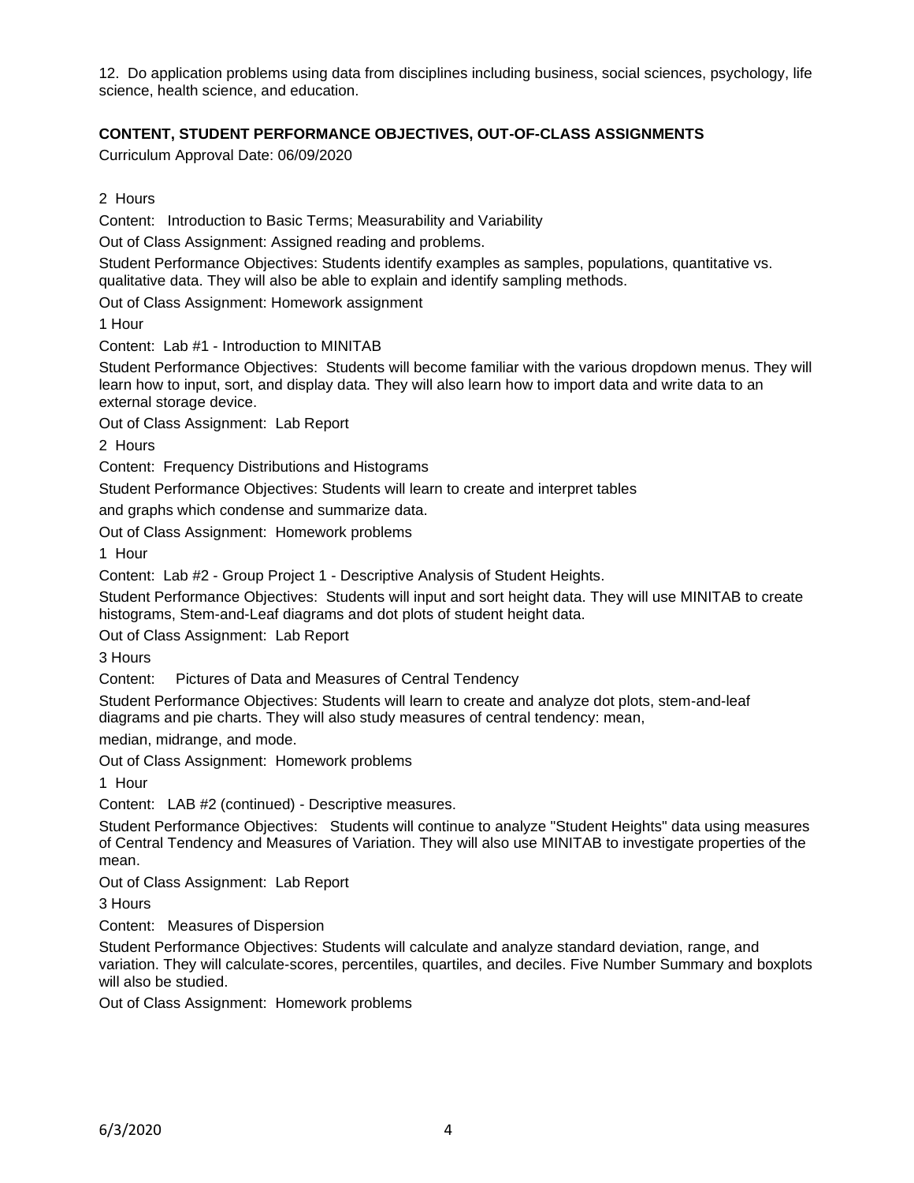12. Do application problems using data from disciplines including business, social sciences, psychology, life science, health science, and education.

**CONTENT, STUDENT PERFORMANCE OBJECTIVES, OUT-OF-CLASS ASSIGNMENTS**

Curriculum Approval Date: 06/09/2020

2 Hours

Content: Introduction to Basic Terms; Measurability and Variability

Out of Class Assignment: Assigned reading and problems.

Student Performance Objectives: Students identify examples as samples, populations, quantitative vs. qualitative data. They will also be able to explain and identify sampling methods.

Out of Class Assignment: Homework assignment

1 Hour

Content: Lab #1 - Introduction to MINITAB

Student Performance Objectives: Students will become familiar with the various dropdown menus. They will learn how to input, sort, and display data. They will also learn how to import data and write data to an external storage device.

Out of Class Assignment: Lab Report

2 Hours

Content: Frequency Distributions and Histograms

Student Performance Objectives: Students will learn to create and interpret tables and graphs which condense and summarize data.

Out of Class Assignment: Homework problems

1 Hour

Content: Lab #2 - Group Project 1 - Descriptive Analysis of Student Heights.

Student Performance Objectives: Students will input and sort height data. They will use MINITAB to create histograms, Stem-and-Leaf diagrams and dot plots of student height data.

Out of Class Assignment: Lab Report

3 Hours

Content: Pictures of Data and Measures of Central Tendency

Student Performance Objectives: Students will learn to create and analyze dot plots, stem-and-leaf diagrams and pie charts. They will also study measures of central tendency: mean, median, midrange, and mode.

Out of Class Assignment: Homework problems

1 Hour

Content: LAB #2 (continued) - Descriptive measures.

Student Performance Objectives: Students will continue to analyze "Student Heights" data using measures of Central Tendency and Measures of Variation. They will also use MINITAB to investigate properties of the mean.

Out of Class Assignment: Lab Report

3 Hours

Content: Measures of Dispersion

Student Performance Objectives: Students will calculate and analyze standard deviation, range, and variation. They will calculate-scores, percentiles, quartiles, and deciles. Five Number Summary and boxplots will also be studied.

Out of Class Assignment: Homework problems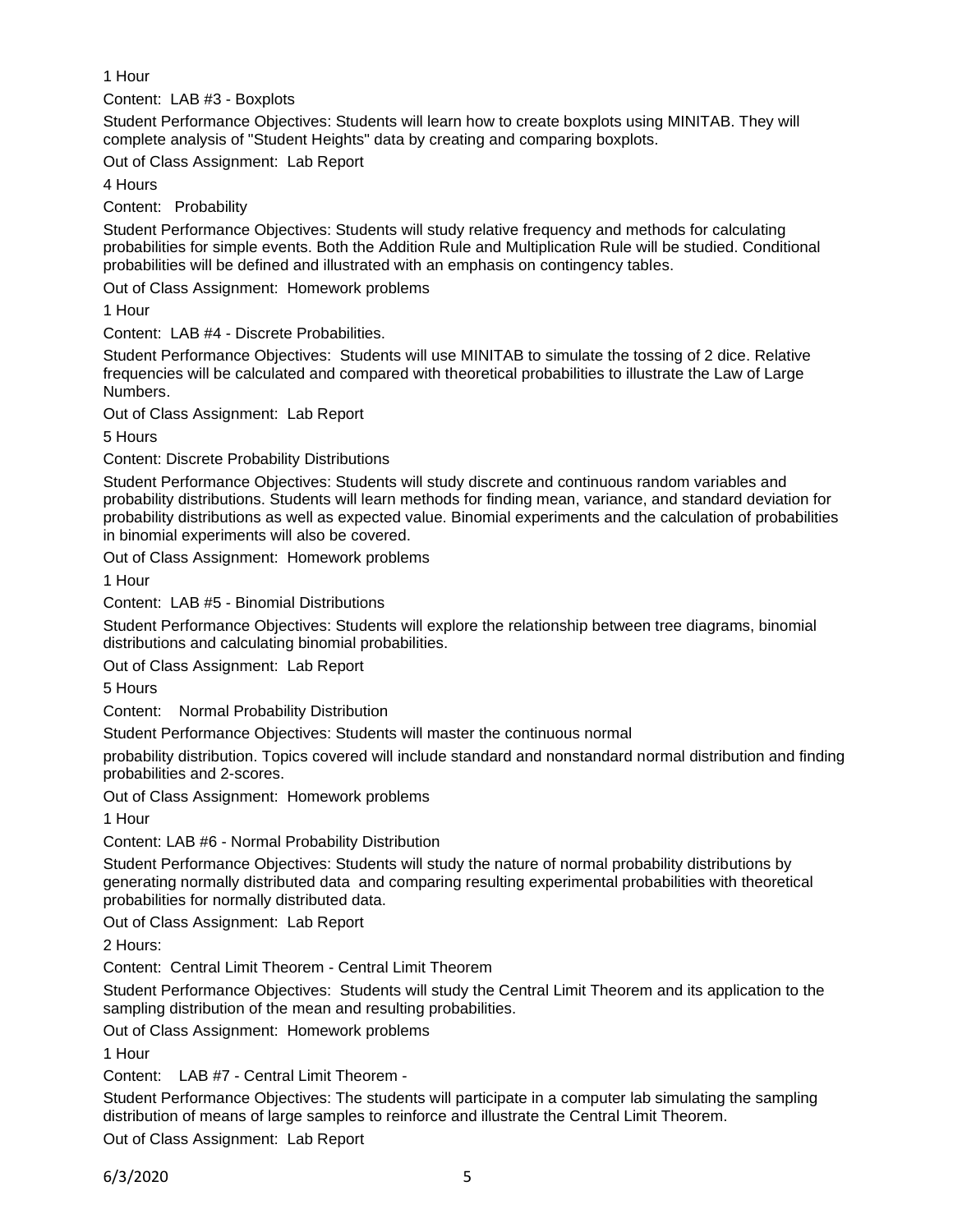1 Hour

Content: LAB #3 - Boxplots

Student Performance Objectives: Students will learn how to create boxplots using MINITAB. They will complete analysis of "Student Heights" data by creating and comparing boxplots.

Out of Class Assignment: Lab Report

4 Hours

Content: Probability

Student Performance Objectives: Students will study relative frequency and methods for calculating probabilities for simple events. Both the Addition Rule and Multiplication Rule will be studied. Conditional probabilities will be defined and illustrated with an emphasis on contingency tables.

Out of Class Assignment: Homework problems

1 Hour

Content: LAB #4 - Discrete Probabilities.

Student Performance Objectives: Students will use MINITAB to simulate the tossing of 2 dice. Relative frequencies will be calculated and compared with theoretical probabilities to illustrate the Law of Large Numbers.

Out of Class Assignment: Lab Report

5 Hours

Content: Discrete Probability Distributions

Student Performance Objectives: Students will study discrete and continuous random variables and probability distributions. Students will learn methods for finding mean, variance, and standard deviation for probability distributions as well as expected value. Binomial experiments and the calculation of probabilities in binomial experiments will also be covered.

Out of Class Assignment: Homework problems

1 Hour

Content: LAB #5 - Binomial Distributions

Student Performance Objectives: Students will explore the relationship between tree diagrams, binomial distributions and calculating binomial probabilities.

Out of Class Assignment: Lab Report

5 Hours

Content: Normal Probability Distribution

Student Performance Objectives: Students will master the continuous normal

probability distribution. Topics covered will include standard and nonstandard normal distribution and finding probabilities and 2-scores.

Out of Class Assignment: Homework problems

1 Hour

Content: LAB #6 - Normal Probability Distribution

Student Performance Objectives: Students will study the nature of normal probability distributions by generating normally distributed data and comparing resulting experimental probabilities with theoretical probabilities for normally distributed data.

Out of Class Assignment: Lab Report

2 Hours:

Content: Central Limit Theorem - Central Limit Theorem

Student Performance Objectives: Students will study the Central Limit Theorem and its application to the sampling distribution of the mean and resulting probabilities.

Out of Class Assignment: Homework problems

1 Hour

Content: LAB #7 - Central Limit Theorem -

Student Performance Objectives: The students will participate in a computer lab simulating the sampling distribution of means of large samples to reinforce and illustrate the Central Limit Theorem.

Out of Class Assignment: Lab Report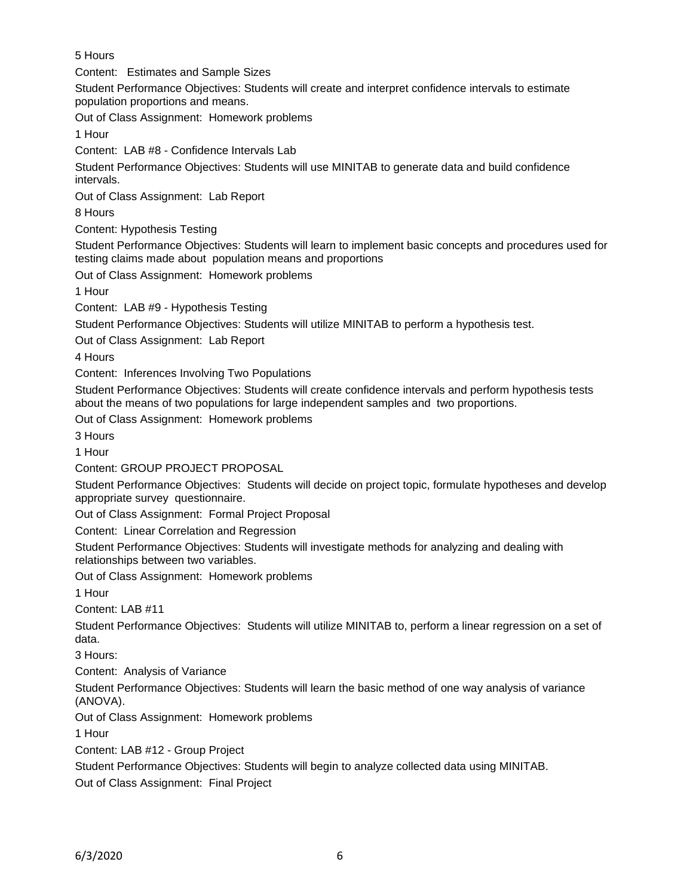5 Hours

Content:  Estimates and Sample Sizes

Student Performance Objectives: Students will create and interpret confidence intervals to estimate population proportions and means.

Out of Class Assignment:  Homework problems

1 Hour

Content:  LAB #8 - Confidence Intervals Lab

Student Performance Objectives: Students will use MINITAB to generate data and build confidence intervals.

Out of Class Assignment:  Lab Report

8 Hours

Content: Hypothesis Testing

Student Performance Objectives: Students will learn to implement basic concepts and procedures used for testing claims made about population means and proportions

Out of Class Assignment:  Homework problems

1 Hour

Content:  LAB #9 - Hypothesis Testing

Student Performance Objectives: Students will utilize MINITAB to perform a hypothesis test.

Out of Class Assignment:  Lab Report

4 Hours

Content:  Inferences Involving Two Populations

Student Performance Objectives: Students will create confidence intervals and perform hypothesis tests about the means of two populations for large independent samples and two proportions.

Out of Class Assignment:  Homework problems

3 Hours

1 Hour

Content: GROUP PROJECT PROPOSAL

Student Performance Objectives:  Students will decide on project topic, formulate hypotheses and develop appropriate survey questionnaire.

Out of Class Assignment:  Formal Project Proposal

Content:  Linear Correlation and Regression

Student Performance Objectives: Students will investigate methods for analyzing and dealing with relationships between two variables.

Out of Class Assignment:  Homework problems

1 Hour

Content: LAB #11

Student Performance Objectives:  Students will utilize MINITAB to, perform a linear regression on a set of data.

3 Hours:

Content:  Analysis of Variance

Student Performance Objectives: Students will learn the basic method of one way analysis of variance (ANOVA).

Out of Class Assignment:  Homework problems

1 Hour

Content: LAB #12 - Group Project

Student Performance Objectives: Students will begin to analyze collected data using MINITAB.

Out of Class Assignment:  Final Project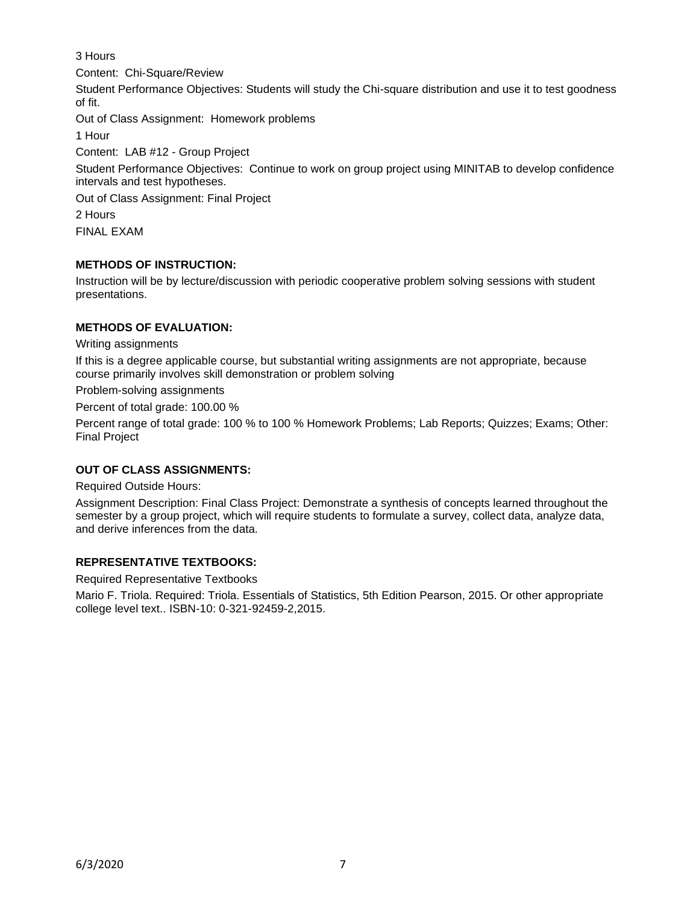3 Hours

Content: Chi-Square/Review

Student Performance Objectives: Students will study the Chi-square distribution and use it to test goodness of fit.

Out of Class Assignment: Homework problems

1 Hour

Content: LAB #12 - Group Project

Student Performance Objectives: Continue to work on group project using MINITAB to develop confidence intervals and test hypotheses.

Out of Class Assignment: Final Project

2 Hours

FINAL EXAM

**METHODS OF INSTRUCTION:**

Instruction will be by lecture/discussion with periodic cooperative problem solving sessions with student presentations.

**METHODS OF EVALUATION:**

Writing assignments

If this is a degree applicable course, but substantial writing assignments are not appropriate, because course primarily involves skill demonstration or problem solving

Problem-solving assignments

Percent of total grade: 100.00 %

Percent range of total grade: 100 % to 100 % Homework Problems; Lab Reports; Quizzes; Exams; Other: Final Project

**OUT OF CLASS ASSIGNMENTS:**

Required Outside Hours:

Assignment Description: Final Class Project: Demonstrate a synthesis of concepts learned throughout the semester by a group project, which will require students to formulate a survey, collect data, analyze data, and derive inferences from the data.

**REPRESENTATIVE TEXTBOOKS:**

Required Representative Textbooks

Mario F. Triola. Required: Triola. Essentials of Statistics, 5th Edition Pearson, 2015. Or other appropriate college level text.. ISBN-10: 0-321-92459-2,2015.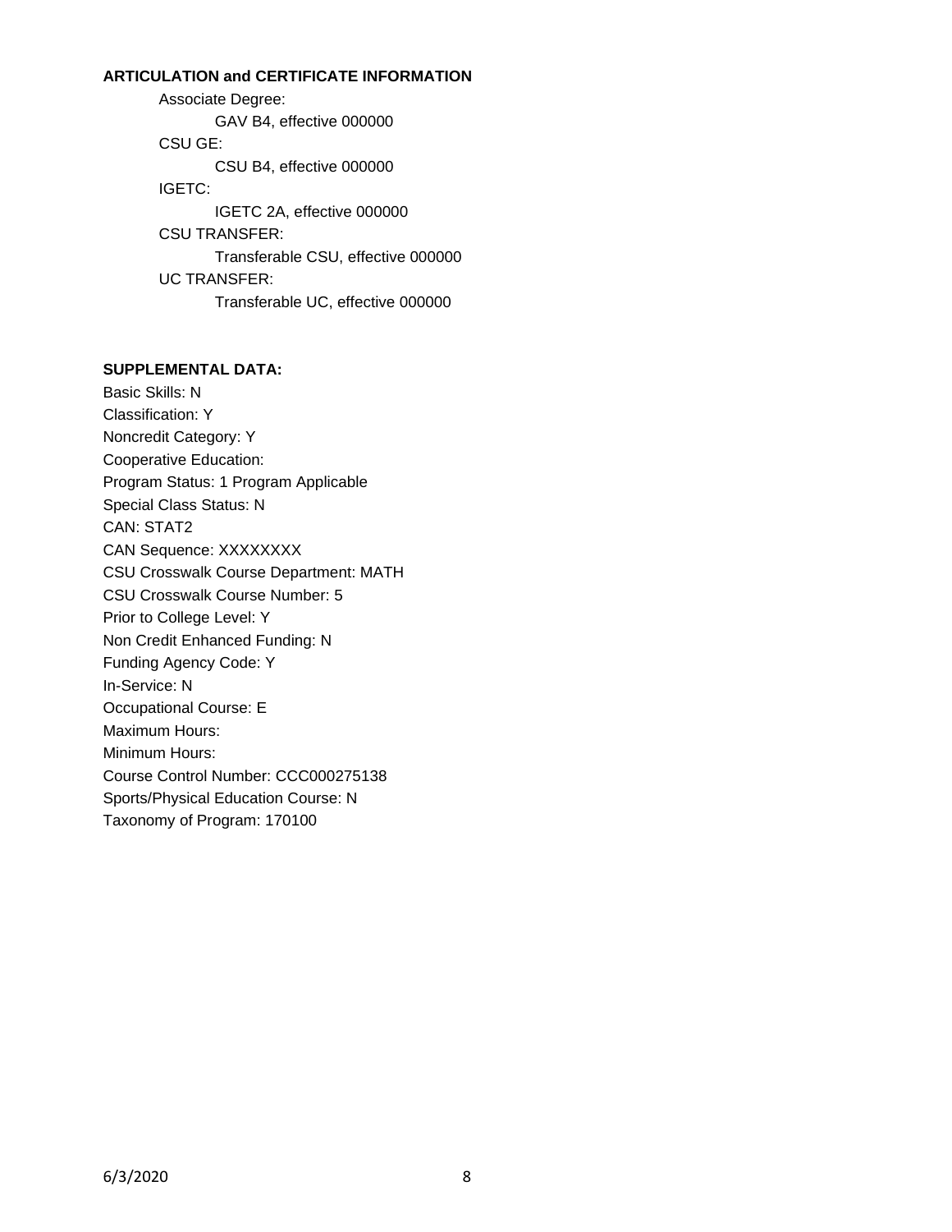**ARTICULATION and CERTIFICATE INFORMATION**

Associate Degree:

GAV B4, effective 000000

CSU GE:

CSU B4, effective 000000

IGETC:

IGETC 2A, effective 000000

CSU TRANSFER:

Transferable CSU, effective 000000

UC TRANSFER:

Transferable UC, effective 000000

**SUPPLEMENTAL DATA:**

Basic Skills: N
Classification: Y
Noncredit Category: Y
Cooperative Education:
Program Status: 1 Program Applicable
Special Class Status: N
CAN: STAT2
CAN Sequence: XXXXXXXX
CSU Crosswalk Course Department: MATH
CSU Crosswalk Course Number: 5
Prior to College Level: Y
Non Credit Enhanced Funding: N
Funding Agency Code: Y
In-Service: N
Occupational Course: E
Maximum Hours:
Minimum Hours:
Course Control Number: CCC000275138
Sports/Physical Education Course: N
Taxonomy of Program: 170100